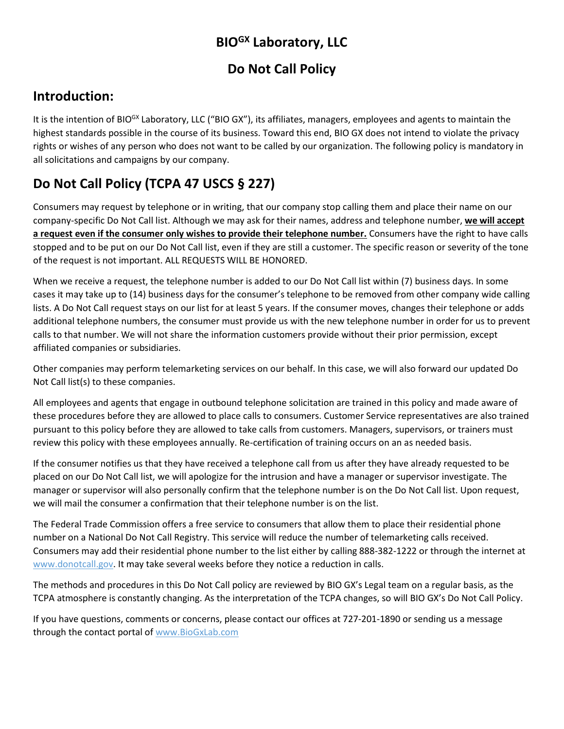# BIO[GX] Laboratory, LLC

# Do Not Call Policy

## Introduction:

It is the intention of BIO[GX] Laboratory, LLC ("BIO GX"), its affiliates, managers, employees and agents to maintain the highest standards possible in the course of its business. Toward this end, BIO GX does not intend to violate the privacy rights or wishes of any person who does not want to be called by our organization. The following policy is mandatory in all solicitations and campaigns by our company.

## Do Not Call Policy (TCPA 47 USCS § 227)

Consumers may request by telephone or in writing, that our company stop calling them and place their name on our company-specific Do Not Call list. Although we may ask for their names, address and telephone number, **we will accept a request even if the consumer only wishes to provide their telephone number.** Consumers have the right to have calls stopped and to be put on our Do Not Call list, even if they are still a customer. The specific reason or severity of the tone of the request is not important. ALL REQUESTS WILL BE HONORED.

When we receive a request, the telephone number is added to our Do Not Call list within (7) business days. In some cases it may take up to (14) business days for the consumer's telephone to be removed from other company wide calling lists. A Do Not Call request stays on our list for at least 5 years. If the consumer moves, changes their telephone or adds additional telephone numbers, the consumer must provide us with the new telephone number in order for us to prevent calls to that number. We will not share the information customers provide without their prior permission, except affiliated companies or subsidiaries.

Other companies may perform telemarketing services on our behalf. In this case, we will also forward our updated Do Not Call list(s) to these companies.

All employees and agents that engage in outbound telephone solicitation are trained in this policy and made aware of these procedures before they are allowed to place calls to consumers. Customer Service representatives are also trained pursuant to this policy before they are allowed to take calls from customers. Managers, supervisors, or trainers must review this policy with these employees annually. Re-certification of training occurs on an as needed basis.

If the consumer notifies us that they have received a telephone call from us after they have already requested to be placed on our Do Not Call list, we will apologize for the intrusion and have a manager or supervisor investigate. The manager or supervisor will also personally confirm that the telephone number is on the Do Not Call list. Upon request, we will mail the consumer a confirmation that their telephone number is on the list.

The Federal Trade Commission offers a free service to consumers that allow them to place their residential phone number on a National Do Not Call Registry. This service will reduce the number of telemarketing calls received. Consumers may add their residential phone number to the list either by calling 888-382-1222 or through the internet at www.donotcall.gov. It may take several weeks before they notice a reduction in calls.

The methods and procedures in this Do Not Call policy are reviewed by BIO GX's Legal team on a regular basis, as the TCPA atmosphere is constantly changing. As the interpretation of the TCPA changes, so will BIO GX's Do Not Call Policy.

If you have questions, comments or concerns, please contact our offices at 727-201-1890 or sending us a message through the contact portal of www.BioGxLab.com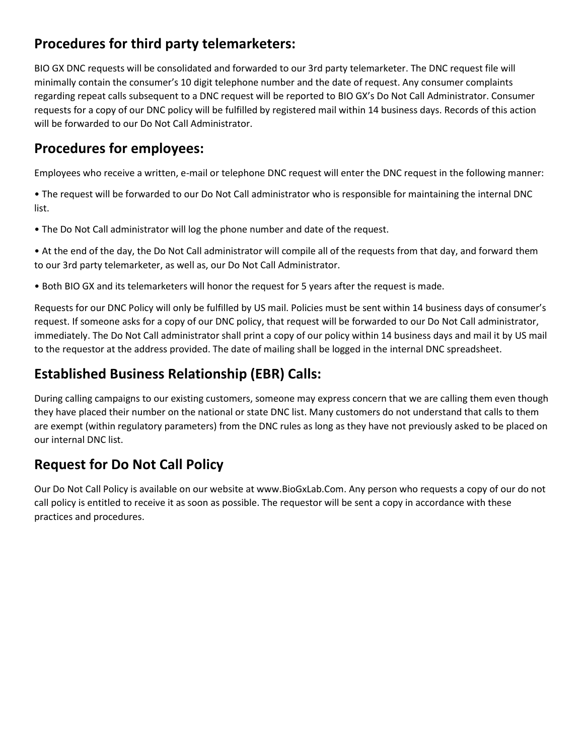## Procedures for third party telemarketers:

BIO GX DNC requests will be consolidated and forwarded to our 3rd party telemarketer. The DNC request file will minimally contain the consumer's 10 digit telephone number and the date of request. Any consumer complaints regarding repeat calls subsequent to a DNC request will be reported to BIO GX's Do Not Call Administrator. Consumer requests for a copy of our DNC policy will be fulfilled by registered mail within 14 business days. Records of this action will be forwarded to our Do Not Call Administrator.

## Procedures for employees:

Employees who receive a written, e-mail or telephone DNC request will enter the DNC request in the following manner:

- The request will be forwarded to our Do Not Call administrator who is responsible for maintaining the internal DNC list.
- The Do Not Call administrator will log the phone number and date of the request.
- At the end of the day, the Do Not Call administrator will compile all of the requests from that day, and forward them to our 3rd party telemarketer, as well as, our Do Not Call Administrator.
- Both BIO GX and its telemarketers will honor the request for 5 years after the request is made.

Requests for our DNC Policy will only be fulfilled by US mail. Policies must be sent within 14 business days of consumer's request. If someone asks for a copy of our DNC policy, that request will be forwarded to our Do Not Call administrator, immediately. The Do Not Call administrator shall print a copy of our policy within 14 business days and mail it by US mail to the requestor at the address provided. The date of mailing shall be logged in the internal DNC spreadsheet.

## Established Business Relationship (EBR) Calls:

During calling campaigns to our existing customers, someone may express concern that we are calling them even though they have placed their number on the national or state DNC list. Many customers do not understand that calls to them are exempt (within regulatory parameters) from the DNC rules as long as they have not previously asked to be placed on our internal DNC list.

## Request for Do Not Call Policy

Our Do Not Call Policy is available on our website at www.BioGxLab.Com. Any person who requests a copy of our do not call policy is entitled to receive it as soon as possible. The requestor will be sent a copy in accordance with these practices and procedures.